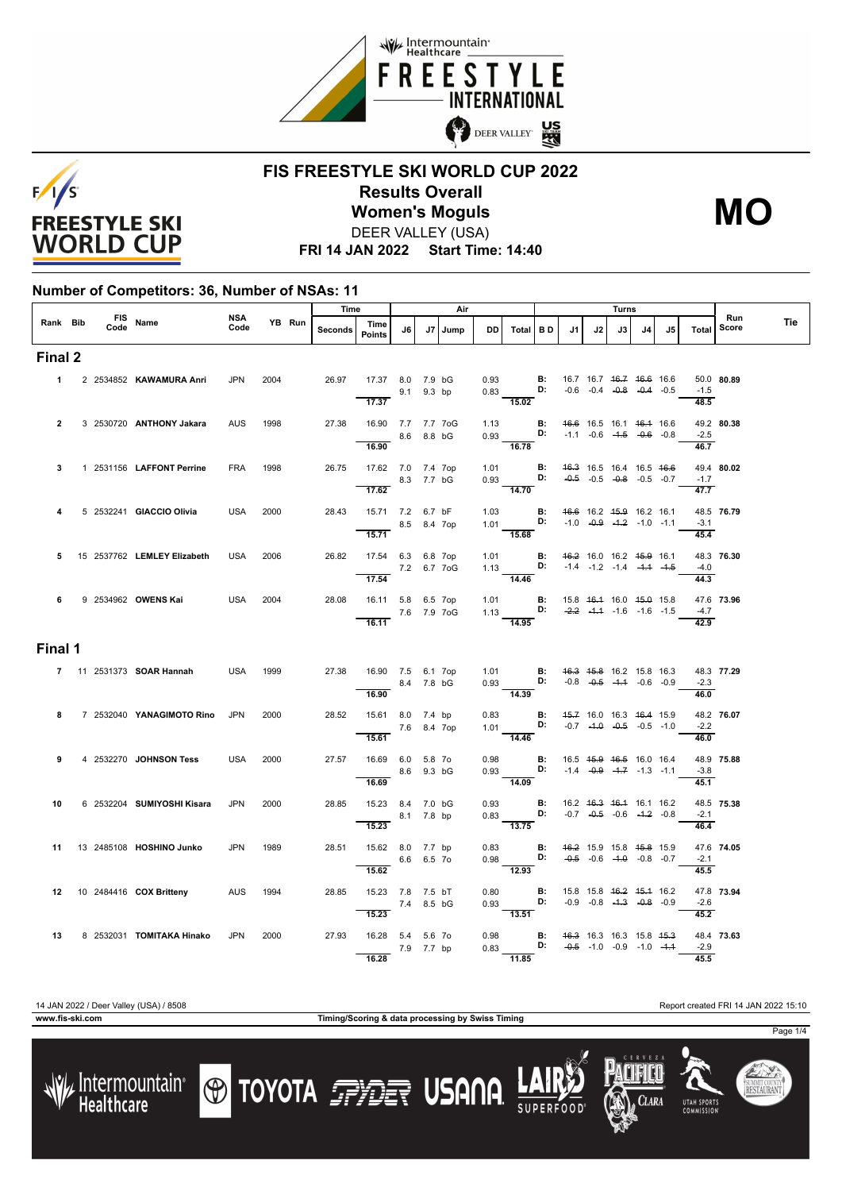# FIS FREESTYLE SKI WORLD CUP 2022

## Results Overall

## Women's Moguls

**MO**

DEER VALLEY (USA)

**FRI 14 JAN 2022 Start Time: 14:40**

### Number of Competitors: 36, Number of NSAs: 11

| Rank | Bib | FIS Code | Name | NSA Code | YB | Run | Time Seconds | Time Points | J6 | J7 | Jump | DD | Air Total | B D | J1 | J2 | J3 | J4 | J5 | Turns Total | Run Score | Tie |
|---|---|---|---|---|---|---|---|---|---|---|---|---|---|---|---|---|---|---|---|---|---|---|
| **Final 2** | | | | | | | | | | | | | | | | | | | | | | |
| 1 | 2 | 2534852 | **KAWAMURA Anri** | JPN | 2004 | | 26.97 | 17.37 | 8.0 | 7.9 | bG | 0.93 | | B: | 16.7 | 16.7 | ~~16.7~~ | ~~16.6~~ | 16.6 | 50.0 | **80.89** | |
| | | | | | | | | | 9.1 | 9.3 | bp | 0.83 | | D: | -0.6 | -0.4 | ~~-0.8~~ | ~~-0.4~~ | -0.5 | -1.5 | | |
| | | | | | | | | 17.37 | | | | | 15.02 | | | | | | | 48.5 | | |
| 2 | 3 | 2530720 | **ANTHONY Jakara** | AUS | 1998 | | 27.38 | 16.90 | 7.7 | 7.7 | 7oG | 1.13 | | B: | ~~16.6~~ | 16.5 | 16.1 | ~~16.1~~ | 16.6 | 49.2 | **80.38** | |
| | | | | | | | | | 8.6 | 8.8 | bG | 0.93 | | D: | -1.1 | -0.6 | ~~-1.5~~ | ~~-0.6~~ | -0.8 | -2.5 | | |
| | | | | | | | | 16.90 | | | | | 16.78 | | | | | | | 46.7 | | |
| 3 | 1 | 2531156 | **LAFFONT Perrine** | FRA | 1998 | | 26.75 | 17.62 | 7.0 | 7.4 | 7op | 1.01 | | B: | ~~16.3~~ | 16.5 | 16.4 | 16.5 | ~~16.6~~ | 49.4 | **80.02** | |
| | | | | | | | | | 8.3 | 7.7 | bG | 0.93 | | D: | ~~-0.5~~ | -0.5 | ~~-0.8~~ | -0.5 | -0.7 | -1.7 | | |
| | | | | | | | | 17.62 | | | | | 14.70 | | | | | | | 47.7 | | |
| 4 | 5 | 2532241 | **GIACCIO Olivia** | USA | 2000 | | 28.43 | 15.71 | 7.2 | 6.7 | bF | 1.03 | | B: | ~~16.6~~ | 16.2 | ~~15.9~~ | 16.2 | 16.1 | 48.5 | **76.79** | |
| | | | | | | | | | 8.5 | 8.4 | 7op | 1.01 | | D: | -1.0 | ~~-0.9~~ | ~~-1.2~~ | -1.0 | -1.1 | -3.1 | | |
| | | | | | | | | 15.71 | | | | | 15.68 | | | | | | | 45.4 | | |
| 5 | 15 | 2537762 | **LEMLEY Elizabeth** | USA | 2006 | | 26.82 | 17.54 | 6.3 | 6.8 | 7op | 1.01 | | B: | ~~16.2~~ | 16.0 | 16.2 | ~~15.9~~ | 16.1 | 48.3 | **76.30** | |
| | | | | | | | | | 7.2 | 6.7 | 7oG | 1.13 | | D: | -1.4 | -1.2 | -1.4 | ~~-1.1~~ | ~~-1.5~~ | -4.0 | | |
| | | | | | | | | 17.54 | | | | | 14.46 | | | | | | | 44.3 | | |
| 6 | 9 | 2534962 | **OWENS Kai** | USA | 2004 | | 28.08 | 16.11 | 5.8 | 6.5 | 7op | 1.01 | | B: | 15.8 | ~~16.1~~ | 16.0 | ~~15.0~~ | 15.8 | 47.6 | **73.96** | |
| | | | | | | | | | 7.6 | 7.9 | 7oG | 1.13 | | D: | ~~-2.2~~ | ~~-1.1~~ | -1.6 | -1.6 | -1.5 | -4.7 | | |
| | | | | | | | | 16.11 | | | | | 14.95 | | | | | | | 42.9 | | |
| **Final 1** | | | | | | | | | | | | | | | | | | | | | | |
| 7 | 11 | 2531373 | **SOAR Hannah** | USA | 1999 | | 27.38 | 16.90 | 7.5 | 6.1 | 7op | 1.01 | | B: | ~~16.3~~ | ~~15.8~~ | 16.2 | 15.8 | 16.3 | 48.3 | **77.29** | |
| | | | | | | | | | 8.4 | 7.8 | bG | 0.93 | | D: | -0.8 | ~~-0.5~~ | ~~-1.1~~ | -0.6 | -0.9 | -2.3 | | |
| | | | | | | | | 16.90 | | | | | 14.39 | | | | | | | 46.0 | | |
| 8 | 7 | 2532040 | **YANAGIMOTO Rino** | JPN | 2000 | | 28.52 | 15.61 | 8.0 | 7.4 | bp | 0.83 | | B: | ~~15.7~~ | 16.0 | 16.3 | ~~16.4~~ | 15.9 | 48.2 | **76.07** | |
| | | | | | | | | | 7.6 | 8.4 | 7op | 1.01 | | D: | -0.7 | ~~-1.0~~ | ~~-0.5~~ | -0.5 | -1.0 | -2.2 | | |
| | | | | | | | | 15.61 | | | | | 14.46 | | | | | | | 46.0 | | |
| 9 | 4 | 2532270 | **JOHNSON Tess** | USA | 2000 | | 27.57 | 16.69 | 6.0 | 5.8 | 7o | 0.98 | | B: | 16.5 | ~~15.9~~ | ~~16.5~~ | 16.0 | 16.4 | 48.9 | **75.88** | |
| | | | | | | | | | 8.6 | 9.3 | bG | 0.93 | | D: | -1.4 | ~~-0.9~~ | ~~-1.7~~ | -1.3 | -1.1 | -3.8 | | |
| | | | | | | | | 16.69 | | | | | 14.09 | | | | | | | 45.1 | | |
| 10 | 6 | 2532204 | **SUMIYOSHI Kisara** | JPN | 2000 | | 28.85 | 15.23 | 8.4 | 7.0 | bG | 0.93 | | B: | 16.2 | ~~16.3~~ | ~~16.1~~ | 16.1 | 16.2 | 48.5 | **75.38** | |
| | | | | | | | | | 8.1 | 7.8 | bp | 0.83 | | D: | -0.7 | ~~-0.5~~ | -0.6 | ~~-1.2~~ | -0.8 | -2.1 | | |
| | | | | | | | | 15.23 | | | | | 13.75 | | | | | | | 46.4 | | |
| 11 | 13 | 2485108 | **HOSHINO Junko** | JPN | 1989 | | 28.51 | 15.62 | 8.0 | 7.7 | bp | 0.83 | | B: | ~~16.2~~ | 15.9 | 15.8 | ~~15.8~~ | 15.9 | 47.6 | **74.05** | |
| | | | | | | | | | 6.6 | 6.5 | 7o | 0.98 | | D: | ~~-0.5~~ | -0.6 | ~~-1.0~~ | -0.8 | -0.7 | -2.1 | | |
| | | | | | | | | 15.62 | | | | | 12.93 | | | | | | | 45.5 | | |
| 12 | 10 | 2484416 | **COX Britteny** | AUS | 1994 | | 28.85 | 15.23 | 7.8 | 7.5 | bT | 0.80 | | B: | 15.8 | 15.8 | ~~16.2~~ | ~~15.1~~ | 16.2 | 47.8 | **73.94** | |
| | | | | | | | | | 7.4 | 8.5 | bG | 0.93 | | D: | -0.9 | -0.8 | ~~-1.3~~ | ~~-0.8~~ | -0.9 | -2.6 | | |
| | | | | | | | | 15.23 | | | | | 13.51 | | | | | | | 45.2 | | |
| 13 | 8 | 2532031 | **TOMITAKA Hinako** | JPN | 2000 | | 27.93 | 16.28 | 5.4 | 5.6 | 7o | 0.98 | | B: | ~~16.3~~ | 16.3 | 16.3 | 15.8 | ~~15.3~~ | 48.4 | **73.63** | |
| | | | | | | | | | 7.9 | 7.7 | bp | 0.83 | | D: | ~~-0.5~~ | -1.0 | -0.9 | -1.0 | ~~-1.1~~ | -2.9 | | |
| | | | | | | | | 16.28 | | | | | 11.85 | | | | | | | 45.5 | | |

14 JAN 2022 / Deer Valley (USA) / 8508 — Report created FRI 14 JAN 2022 15:10

www.fis-ski.com — Timing/Scoring & data processing by Swiss Timing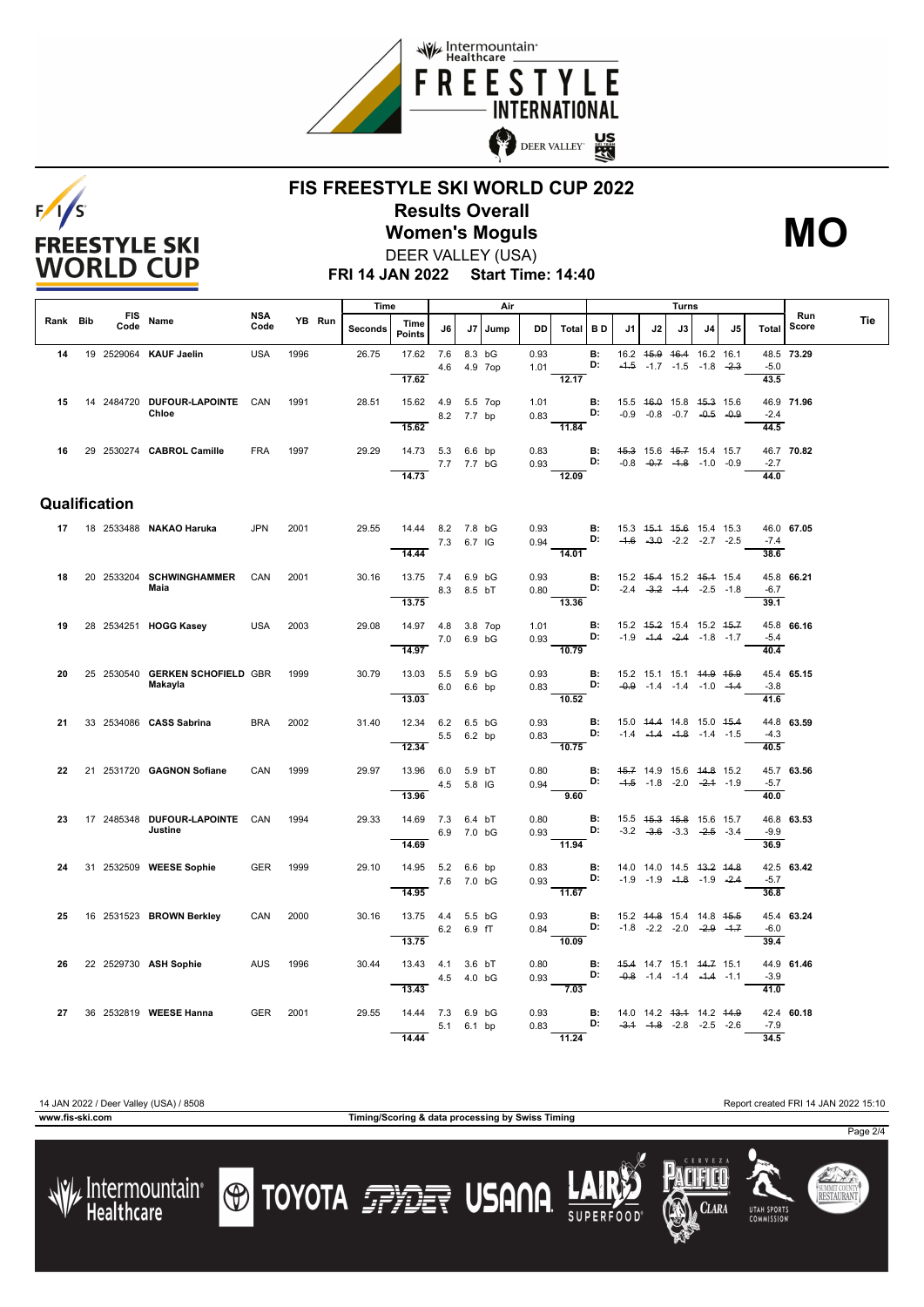# FIS FREESTYLE SKI WORLD CUP 2022

## Results Overall

## Women's Moguls

**MO**

DEER VALLEY (USA)

**FRI 14 JAN 2022 Start Time: 14:40**

| Rank | Bib | FIS Code | Name | NSA Code | YB | Run | Time Seconds | Time Points | J6 | J7 | Jump | DD | Air Total | B D | J1 | J2 | J3 | J4 | J5 | Turns Total | Run Score | Tie |
|---|---|---|---|---|---|---|---|---|---|---|---|---|---|---|---|---|---|---|---|---|---|---|
| 14 | 19 | 2529064 | **KAUF Jaelin** | USA | 1996 | | 26.75 | 17.62 | 7.6 | 8.3 | bG | 0.93 | | B: | 16.2 | ~~15.9~~ | ~~16.4~~ | 16.2 | 16.1 | 48.5 | **73.29** | |
| | | | | | | | | | 4.6 | 4.9 | 7op | 1.01 | | D: | ~~-1.5~~ | -1.7 | -1.5 | -1.8 | ~~-2.3~~ | -5.0 | | |
| | | | | | | | | 17.62 | | | | | 12.17 | | | | | | | 43.5 | | |
| 15 | 14 | 2484720 | **DUFOUR-LAPOINTE Chloe** | CAN | 1991 | | 28.51 | 15.62 | 4.9 | 5.5 | 7op | 1.01 | | B: | 15.5 | ~~16.0~~ | 15.8 | ~~15.3~~ | 15.6 | 46.9 | **71.96** | |
| | | | | | | | | | 8.2 | 7.7 | bp | 0.83 | | D: | -0.9 | -0.8 | -0.7 | ~~-0.5~~ | ~~-0.9~~ | -2.4 | | |
| | | | | | | | | 15.62 | | | | | 11.84 | | | | | | | 44.5 | | |
| 16 | 29 | 2530274 | **CABROL Camille** | FRA | 1997 | | 29.29 | 14.73 | 5.3 | 6.6 | bp | 0.83 | | B: | ~~15.3~~ | 15.6 | ~~15.7~~ | 15.4 | 15.7 | 46.7 | **70.82** | |
| | | | | | | | | | 7.7 | 7.7 | bG | 0.93 | | D: | -0.8 | ~~-0.7~~ | ~~-1.8~~ | -1.0 | -0.9 | -2.7 | | |
| | | | | | | | | 14.73 | | | | | 12.09 | | | | | | | 44.0 | | |

### Qualification

| Rank | Bib | FIS Code | Name | NSA Code | YB | Run | Time Seconds | Time Points | J6 | J7 | Jump | DD | Air Total | B D | J1 | J2 | J3 | J4 | J5 | Turns Total | Run Score | Tie |
|---|---|---|---|---|---|---|---|---|---|---|---|---|---|---|---|---|---|---|---|---|---|---|
| 17 | 18 | 2533488 | **NAKAO Haruka** | JPN | 2001 | | 29.55 | 14.44 | 8.2 | 7.8 | bG | 0.93 | | B: | 15.3 | ~~15.1~~ | ~~15.6~~ | 15.4 | 15.3 | 46.0 | **67.05** | |
| | | | | | | | | | 7.3 | 6.7 | IG | 0.94 | | D: | ~~-1.6~~ | ~~-3.0~~ | -2.2 | -2.7 | -2.5 | -7.4 | | |
| | | | | | | | | 14.44 | | | | | 14.01 | | | | | | | 38.6 | | |
| 18 | 20 | 2533204 | **SCHWINGHAMMER Maia** | CAN | 2001 | | 30.16 | 13.75 | 7.4 | 6.9 | bG | 0.93 | | B: | 15.2 | ~~15.4~~ | 15.2 | ~~15.1~~ | 15.4 | 45.8 | **66.21** | |
| | | | | | | | | | 8.3 | 8.5 | bT | 0.80 | | D: | -2.4 | ~~-3.2~~ | ~~-1.4~~ | -2.5 | -1.8 | -6.7 | | |
| | | | | | | | | 13.75 | | | | | 13.36 | | | | | | | 39.1 | | |
| 19 | 28 | 2534251 | **HOGG Kasey** | USA | 2003 | | 29.08 | 14.97 | 4.8 | 3.8 | 7op | 1.01 | | B: | 15.2 | ~~15.2~~ | 15.4 | 15.2 | ~~15.7~~ | 45.8 | **66.16** | |
| | | | | | | | | | 7.0 | 6.9 | bG | 0.93 | | D: | -1.9 | ~~-1.4~~ | ~~-2.4~~ | -1.8 | -1.7 | -5.4 | | |
| | | | | | | | | 14.97 | | | | | 10.79 | | | | | | | 40.4 | | |
| 20 | 25 | 2530540 | **GERKEN SCHOFIELD Makayla** | GBR | 1999 | | 30.79 | 13.03 | 5.5 | 5.9 | bG | 0.93 | | B: | 15.2 | 15.1 | 15.1 | ~~14.9~~ | ~~15.9~~ | 45.4 | **65.15** | |
| | | | | | | | | | 6.0 | 6.6 | bp | 0.83 | | D: | ~~-0.9~~ | -1.4 | -1.4 | -1.0 | ~~-1.4~~ | -3.8 | | |
| | | | | | | | | 13.03 | | | | | 10.52 | | | | | | | 41.6 | | |
| 21 | 33 | 2534086 | **CASS Sabrina** | BRA | 2002 | | 31.40 | 12.34 | 6.2 | 6.5 | bG | 0.93 | | B: | 15.0 | ~~14.4~~ | 14.8 | 15.0 | ~~15.4~~ | 44.8 | **63.59** | |
| | | | | | | | | | 5.5 | 6.2 | bp | 0.83 | | D: | -1.4 | ~~-1.4~~ | ~~-1.8~~ | -1.4 | -1.5 | -4.3 | | |
| | | | | | | | | 12.34 | | | | | 10.75 | | | | | | | 40.5 | | |
| 22 | 21 | 2531720 | **GAGNON Sofiane** | CAN | 1999 | | 29.97 | 13.96 | 6.0 | 5.9 | bT | 0.80 | | B: | ~~15.7~~ | 14.9 | 15.6 | ~~14.8~~ | 15.2 | 45.7 | **63.56** | |
| | | | | | | | | | 4.5 | 5.8 | IG | 0.94 | | D: | ~~-1.5~~ | -1.8 | -2.0 | ~~-2.1~~ | -1.9 | -5.7 | | |
| | | | | | | | | 13.96 | | | | | 9.60 | | | | | | | 40.0 | | |
| 23 | 17 | 2485348 | **DUFOUR-LAPOINTE Justine** | CAN | 1994 | | 29.33 | 14.69 | 7.3 | 6.4 | bT | 0.80 | | B: | 15.5 | ~~15.3~~ | ~~15.8~~ | 15.6 | 15.7 | 46.8 | **63.53** | |
| | | | | | | | | | 6.9 | 7.0 | bG | 0.93 | | D: | -3.2 | ~~-3.6~~ | -3.3 | ~~-2.5~~ | -3.4 | -9.9 | | |
| | | | | | | | | 14.69 | | | | | 11.94 | | | | | | | 36.9 | | |
| 24 | 31 | 2532509 | **WEESE Sophie** | GER | 1999 | | 29.10 | 14.95 | 5.2 | 6.6 | bp | 0.83 | | B: | 14.0 | 14.0 | 14.5 | ~~13.2~~ | ~~14.8~~ | 42.5 | **63.42** | |
| | | | | | | | | | 7.6 | 7.0 | bG | 0.93 | | D: | -1.9 | -1.9 | ~~-1.8~~ | -1.9 | ~~-2.4~~ | -5.7 | | |
| | | | | | | | | 14.95 | | | | | 11.67 | | | | | | | 36.8 | | |
| 25 | 16 | 2531523 | **BROWN Berkley** | CAN | 2000 | | 30.16 | 13.75 | 4.4 | 5.5 | bG | 0.93 | | B: | 15.2 | ~~14.8~~ | 15.4 | 14.8 | ~~15.5~~ | 45.4 | **63.24** | |
| | | | | | | | | | 6.2 | 6.9 | fT | 0.84 | | D: | -1.8 | -2.2 | -2.0 | ~~-2.9~~ | ~~-1.7~~ | -6.0 | | |
| | | | | | | | | 13.75 | | | | | 10.09 | | | | | | | 39.4 | | |
| 26 | 22 | 2529730 | **ASH Sophie** | AUS | 1996 | | 30.44 | 13.43 | 4.1 | 3.6 | bT | 0.80 | | B: | ~~15.4~~ | 14.7 | 15.1 | ~~14.7~~ | 15.1 | 44.9 | **61.46** | |
| | | | | | | | | | 4.5 | 4.0 | bG | 0.93 | | D: | ~~-0.8~~ | -1.4 | -1.4 | ~~-1.4~~ | -1.1 | -3.9 | | |
| | | | | | | | | 13.43 | | | | | 7.03 | | | | | | | 41.0 | | |
| 27 | 36 | 2532819 | **WEESE Hanna** | GER | 2001 | | 29.55 | 14.44 | 7.3 | 6.9 | bG | 0.93 | | B: | 14.0 | 14.2 | ~~13.1~~ | 14.2 | ~~14.9~~ | 42.4 | **60.18** | |
| | | | | | | | | | 5.1 | 6.1 | bp | 0.83 | | D: | ~~-3.1~~ | ~~-1.8~~ | -2.8 | -2.5 | -2.6 | -7.9 | | |
| | | | | | | | | 14.44 | | | | | 11.24 | | | | | | | 34.5 | | |

14 JAN 2022 / Deer Valley (USA) / 8508

Report created FRI 14 JAN 2022 15:10

www.fis-ski.com

Timing/Scoring & data processing by Swiss Timing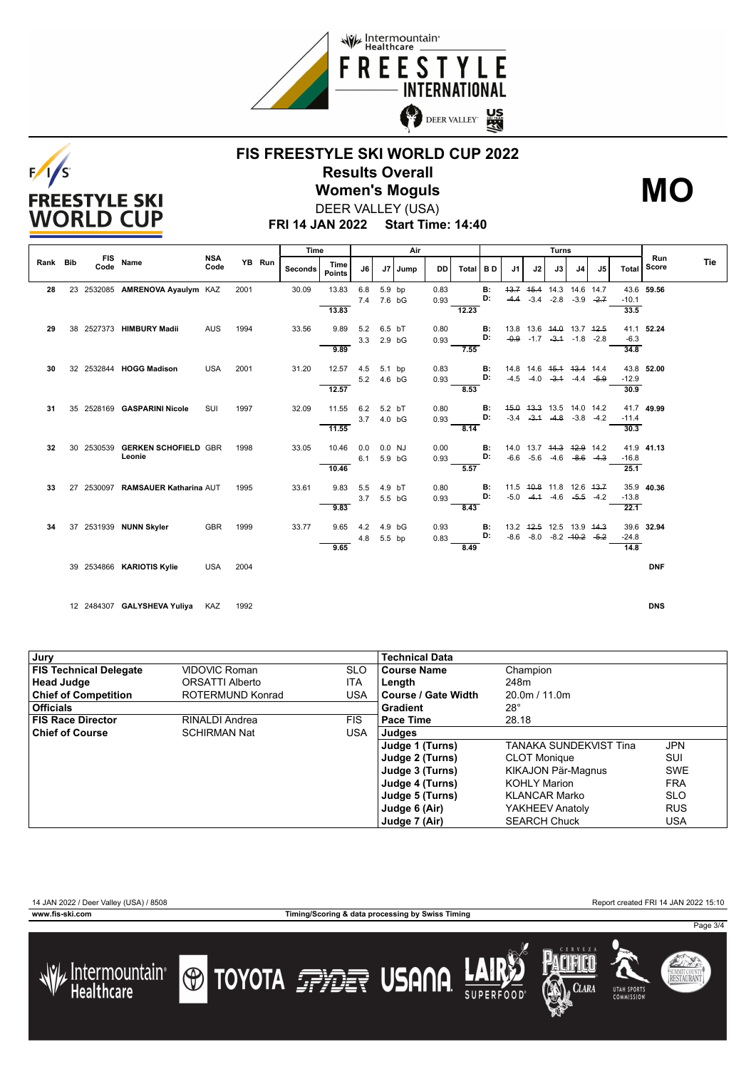# FIS FREESTYLE SKI WORLD CUP 2022

## Results Overall

## Women's Moguls

**MO**

DEER VALLEY (USA)

**FRI 14 JAN 2022 Start Time: 14:40**

| Rank | Bib | FIS Code | Name | NSA Code | YB | Run | Time Seconds | Time Points | J6 | J7 | Jump | DD | Air Total | B D | J1 | J2 | J3 | J4 | J5 | Turns Total | Run Score | Tie |
|---|---|---|---|---|---|---|---|---|---|---|---|---|---|---|---|---|---|---|---|---|---|---|
| 28 | 23 | 2532085 | **AMRENOVA Ayaulym** | KAZ | 2001 | | 30.09 | 13.83 | 6.8 | 5.9 | bp | 0.83 | | B: | ~~13.7~~ | ~~15.4~~ | 14.3 | 14.6 | 14.7 | 43.6 | **59.56** | |
| | | | | | | | | | 7.4 | 7.6 | bG | 0.93 | | D: | ~~-4.4~~ | -3.4 | -2.8 | -3.9 | ~~-2.7~~ | -10.1 | | |
| | | | | | | | | 13.83 | | | | | 12.23 | | | | | | | 33.5 | | |
| 29 | 38 | 2527373 | **HIMBURY Madii** | AUS | 1994 | | 33.56 | 9.89 | 5.2 | 6.5 | bT | 0.80 | | B: | 13.8 | 13.6 | ~~14.0~~ | 13.7 | ~~12.5~~ | 41.1 | **52.24** | |
| | | | | | | | | | 3.3 | 2.9 | bG | 0.93 | | D: | ~~-0.9~~ | -1.7 | ~~-3.1~~ | -1.8 | -2.8 | -6.3 | | |
| | | | | | | | | 9.89 | | | | | 7.55 | | | | | | | 34.8 | | |
| 30 | 32 | 2532844 | **HOGG Madison** | USA | 2001 | | 31.20 | 12.57 | 4.5 | 5.1 | bp | 0.83 | | B: | 14.8 | 14.6 | ~~15.1~~ | ~~13.4~~ | 14.4 | 43.8 | **52.00** | |
| | | | | | | | | | 5.2 | 4.6 | bG | 0.93 | | D: | -4.5 | -4.0 | ~~-3.1~~ | -4.4 | ~~-5.9~~ | -12.9 | | |
| | | | | | | | | 12.57 | | | | | 8.53 | | | | | | | 30.9 | | |
| 31 | 35 | 2528169 | **GASPARINI Nicole** | SUI | 1997 | | 32.09 | 11.55 | 6.2 | 5.2 | bT | 0.80 | | B: | ~~15.0~~ | ~~13.3~~ | 13.5 | 14.0 | 14.2 | 41.7 | **49.99** | |
| | | | | | | | | | 3.7 | 4.0 | bG | 0.93 | | D: | -3.4 | ~~-3.1~~ | ~~-4.8~~ | -3.8 | -4.2 | -11.4 | | |
| | | | | | | | | 11.55 | | | | | 8.14 | | | | | | | 30.3 | | |
| 32 | 30 | 2530539 | **GERKEN SCHOFIELD Leonie** | GBR | 1998 | | 33.05 | 10.46 | 0.0 | 0.0 | NJ | 0.00 | | B: | 14.0 | 13.7 | ~~14.3~~ | ~~12.9~~ | 14.2 | 41.9 | **41.13** | |
| | | | | | | | | | 6.1 | 5.9 | bG | 0.93 | | D: | -6.6 | -5.6 | -4.6 | ~~-8.6~~ | ~~-4.3~~ | -16.8 | | |
| | | | | | | | | 10.46 | | | | | 5.57 | | | | | | | 25.1 | | |
| 33 | 27 | 2530097 | **RAMSAUER Katharina** | AUT | 1995 | | 33.61 | 9.83 | 5.5 | 4.9 | bT | 0.80 | | B: | 11.5 | ~~10.8~~ | 11.8 | 12.6 | ~~13.7~~ | 35.9 | **40.36** | |
| | | | | | | | | | 3.7 | 5.5 | bG | 0.93 | | D: | -5.0 | ~~-4.1~~ | -4.6 | ~~-5.5~~ | -4.2 | -13.8 | | |
| | | | | | | | | 9.83 | | | | | 8.43 | | | | | | | 22.1 | | |
| 34 | 37 | 2531939 | **NUNN Skyler** | GBR | 1999 | | 33.77 | 9.65 | 4.2 | 4.9 | bG | 0.93 | | B: | 13.2 | ~~12.5~~ | 12.5 | 13.9 | ~~14.3~~ | 39.6 | **32.94** | |
| | | | | | | | | | 4.8 | 5.5 | bp | 0.83 | | D: | -8.6 | -8.0 | -8.2 | ~~-10.2~~ | ~~-5.2~~ | -24.8 | | |
| | | | | | | | | 9.65 | | | | | 8.49 | | | | | | | 14.8 | | |
| | 39 | 2534866 | **KARIOTIS Kylie** | USA | 2004 | | | | | | | | | | | | | | | | **DNF** | |
| | 12 | 2484307 | **GALYSHEVA Yuliya** | KAZ | 1992 | | | | | | | | | | | | | | | | **DNS** | |

| Jury | | | Technical Data | | |
|---|---|---|---|---|---|
| **FIS Technical Delegate** | VIDOVIC Roman | SLO | **Course Name** | Champion | |
| **Head Judge** | ORSATTI Alberto | ITA | **Length** | 248m | |
| **Chief of Competition** | ROTERMUND Konrad | USA | **Course / Gate Width** | 20.0m / 11.0m | |
| **Officials** | | | **Gradient** | 28° | |
| **FIS Race Director** | RINALDI Andrea | FIS | **Pace Time** | 28.18 | |
| **Chief of Course** | SCHIRMAN Nat | USA | **Judges** | | |
| | | | **Judge 1 (Turns)** | TANAKA SUNDEKVIST Tina | JPN |
| | | | **Judge 2 (Turns)** | CLOT Monique | SUI |
| | | | **Judge 3 (Turns)** | KIKAJON Pär-Magnus | SWE |
| | | | **Judge 4 (Turns)** | KOHLY Marion | FRA |
| | | | **Judge 5 (Turns)** | KLANCAR Marko | SLO |
| | | | **Judge 6 (Air)** | YAKHEEV Anatoly | RUS |
| | | | **Judge 7 (Air)** | SEARCH Chuck | USA |

14 JAN 2022 / Deer Valley (USA) / 8508 — Report created FRI 14 JAN 2022 15:10

www.fis-ski.com — Timing/Scoring & data processing by Swiss Timing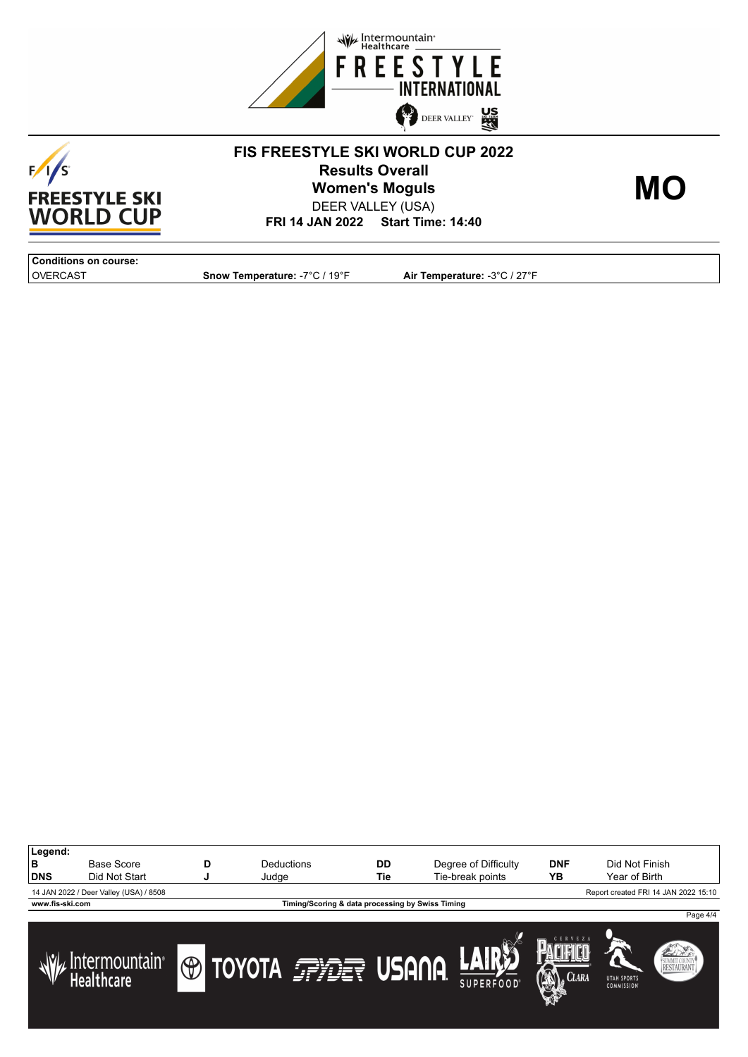# FIS FREESTYLE SKI WORLD CUP 2022

## Results Overall

## Women's Moguls

DEER VALLEY (USA)

**FRI 14 JAN 2022 Start Time: 14:40**

**MO**

| Conditions on course: | | |
|---|---|---|
| OVERCAST | **Snow Temperature:** -7°C / 19°F | **Air Temperature:** -3°C / 27°F |

**Legend:**

| | | | | | | | |
|---|---|---|---|---|---|---|---|
| **B** | Base Score | **D** | Deductions | **DD** | Degree of Difficulty | **DNF** | Did Not Finish |
| **DNS** | Did Not Start | **J** | Judge | **Tie** | Tie-break points | **YB** | Year of Birth |

14 JAN 2022 / Deer Valley (USA) / 8508

Report created FRI 14 JAN 2022 15:10

www.fis-ski.com

Timing/Scoring & data processing by Swiss Timing